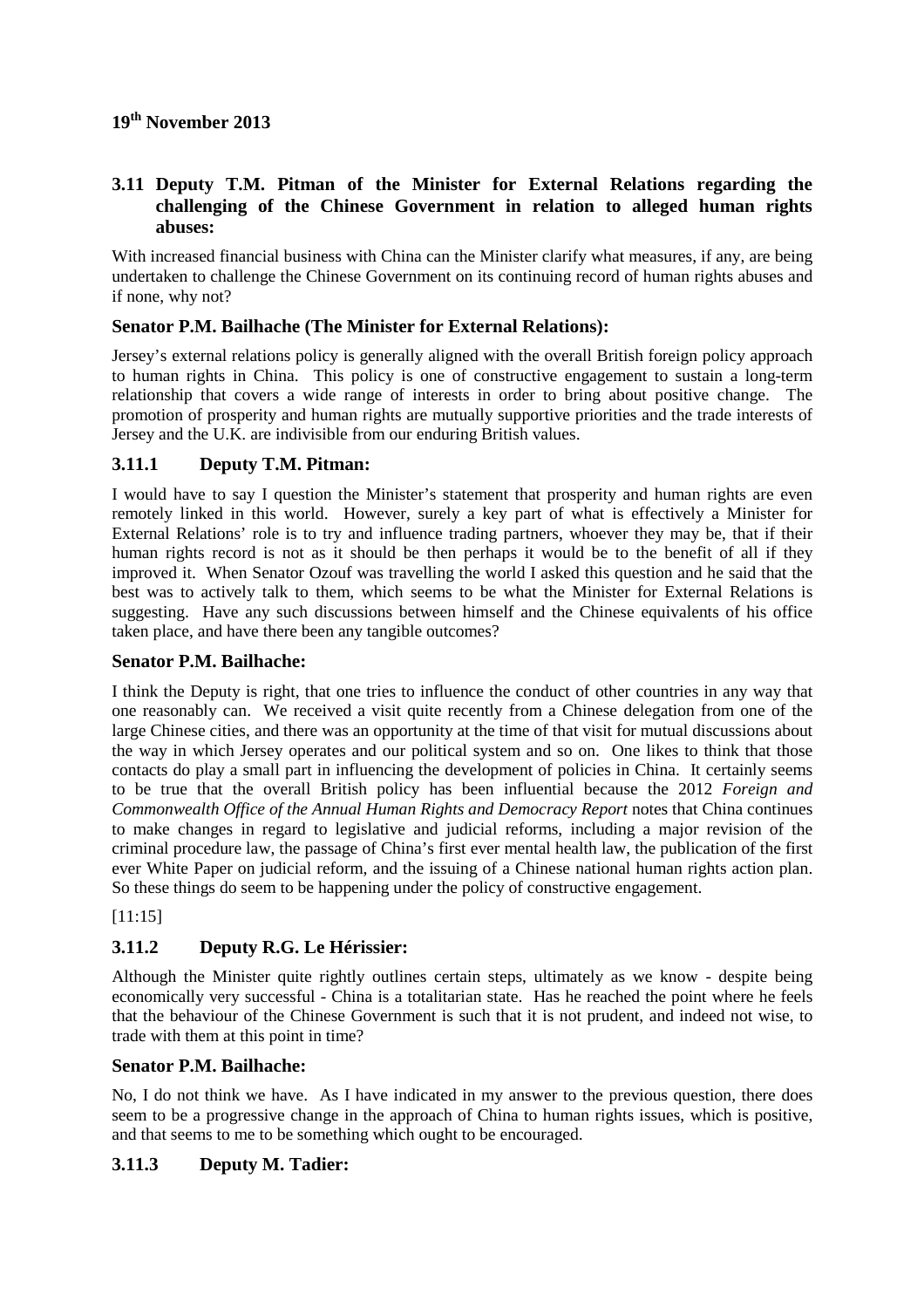**19th November 2013**

### 3.11 Deputy T.M. Pitman of the Minister for External Relations regarding the challenging of the Chinese Government in relation to alleged human rights abuses:

With increased financial business with China can the Minister clarify what measures, if any, are being undertaken to challenge the Chinese Government on its continuing record of human rights abuses and if none, why not?

### Senator P.M. Bailhache (The Minister for External Relations):

Jersey's external relations policy is generally aligned with the overall British foreign policy approach to human rights in China. This policy is one of constructive engagement to sustain a long-term relationship that covers a wide range of interests in order to bring about positive change. The promotion of prosperity and human rights are mutually supportive priorities and the trade interests of Jersey and the U.K. are indivisible from our enduring British values.

### 3.11.1 Deputy T.M. Pitman:

I would have to say I question the Minister's statement that prosperity and human rights are even remotely linked in this world. However, surely a key part of what is effectively a Minister for External Relations' role is to try and influence trading partners, whoever they may be, that if their human rights record is not as it should be then perhaps it would be to the benefit of all if they improved it. When Senator Ozouf was travelling the world I asked this question and he said that the best was to actively talk to them, which seems to be what the Minister for External Relations is suggesting. Have any such discussions between himself and the Chinese equivalents of his office taken place, and have there been any tangible outcomes?

### Senator P.M. Bailhache:

I think the Deputy is right, that one tries to influence the conduct of other countries in any way that one reasonably can. We received a visit quite recently from a Chinese delegation from one of the large Chinese cities, and there was an opportunity at the time of that visit for mutual discussions about the way in which Jersey operates and our political system and so on. One likes to think that those contacts do play a small part in influencing the development of policies in China. It certainly seems to be true that the overall British policy has been influential because the 2012 *Foreign and Commonwealth Office of the Annual Human Rights and Democracy Report* notes that China continues to make changes in regard to legislative and judicial reforms, including a major revision of the criminal procedure law, the passage of China's first ever mental health law, the publication of the first ever White Paper on judicial reform, and the issuing of a Chinese national human rights action plan. So these things do seem to be happening under the policy of constructive engagement.

[11:15]

### 3.11.2 Deputy R.G. Le Hérissier:

Although the Minister quite rightly outlines certain steps, ultimately as we know - despite being economically very successful - China is a totalitarian state. Has he reached the point where he feels that the behaviour of the Chinese Government is such that it is not prudent, and indeed not wise, to trade with them at this point in time?

### Senator P.M. Bailhache:

No, I do not think we have. As I have indicated in my answer to the previous question, there does seem to be a progressive change in the approach of China to human rights issues, which is positive, and that seems to me to be something which ought to be encouraged.

### 3.11.3 Deputy M. Tadier: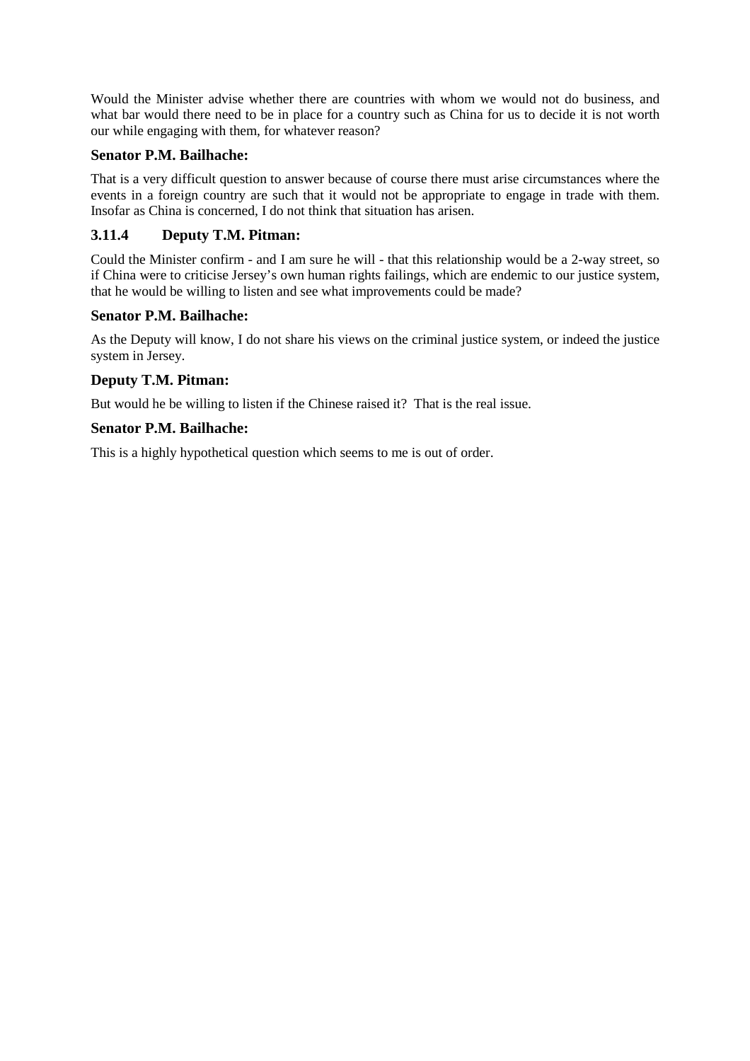Would the Minister advise whether there are countries with whom we would not do business, and what bar would there need to be in place for a country such as China for us to decide it is not worth our while engaging with them, for whatever reason?

### Senator P.M. Bailhache:

That is a very difficult question to answer because of course there must arise circumstances where the events in a foreign country are such that it would not be appropriate to engage in trade with them. Insofar as China is concerned, I do not think that situation has arisen.

### 3.11.4 Deputy T.M. Pitman:

Could the Minister confirm - and I am sure he will - that this relationship would be a 2-way street, so if China were to criticise Jersey's own human rights failings, which are endemic to our justice system, that he would be willing to listen and see what improvements could be made?

### Senator P.M. Bailhache:

As the Deputy will know, I do not share his views on the criminal justice system, or indeed the justice system in Jersey.

### Deputy T.M. Pitman:

But would he be willing to listen if the Chinese raised it? That is the real issue.

### Senator P.M. Bailhache:

This is a highly hypothetical question which seems to me is out of order.